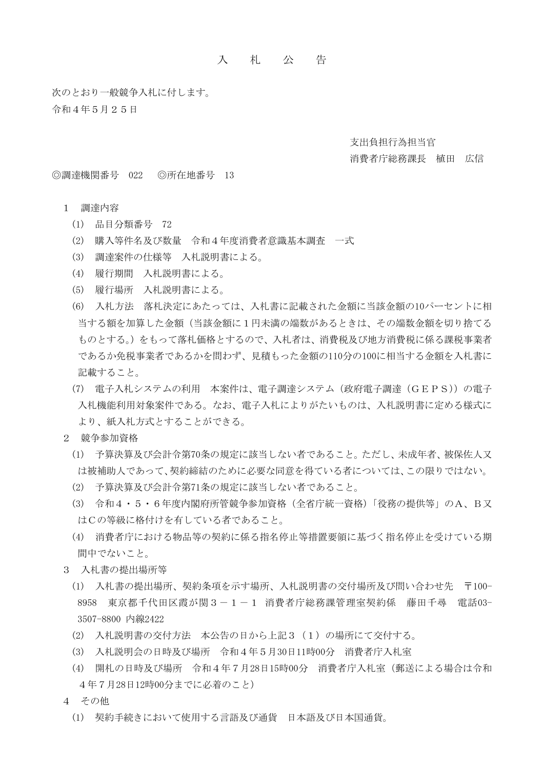# 入　札　公　告

次のとおり一般競争入札に付します。

令和４年５月２５日

支出負担行為担当官
消費者庁総務課長　植田　広信

◎調達機関番号　022　　◎所在地番号　13

１　調達内容

（1）　品目分類番号　72

（2）　購入等件名及び数量　令和４年度消費者意識基本調査　一式

（3）　調達案件の仕様等　入札説明書による。

（4）　履行期間　入札説明書による。

（5）　履行場所　入札説明書による。

（6）　入札方法　落札決定にあたっては、入札書に記載された金額に当該金額の10パーセントに相当する額を加算した金額（当該金額に１円未満の端数があるときは、その端数金額を切り捨てるものとする。）をもって落札価格とするので、入札者は、消費税及び地方消費税に係る課税事業者であるか免税事業者であるかを問わず、見積もった金額の110分の100に相当する金額を入札書に記載すること。

（7）　電子入札システムの利用　本案件は、電子調達システム（政府電子調達（ＧＥＰＳ））の電子入札機能利用対象案件である。なお、電子入札によりがたいものは、入札説明書に定める様式により、紙入札方式とすることができる。

２　競争参加資格

（1）　予算決算及び会計令第70条の規定に該当しない者であること。ただし、未成年者、被保佐人又は被補助人であって、契約締結のために必要な同意を得ている者については、この限りではない。

（2）　予算決算及び会計令第71条の規定に該当しない者であること。

（3）　令和４・５・６年度内閣府所管競争参加資格（全省庁統一資格）「役務の提供等」のＡ、Ｂ又はＣの等級に格付けを有している者であること。

（4）　消費者庁における物品等の契約に係る指名停止等措置要領に基づく指名停止を受けている期間中でないこと。

３　入札書の提出場所等

（1）　入札書の提出場所、契約条項を示す場所、入札説明書の交付場所及び問い合わせ先　〒100-8958　東京都千代田区霞が関３－１－１　消費者庁総務課管理室契約係　藤田千尋　電話03-3507-8800 内線2422

（2）　入札説明書の交付方法　本公告の日から上記３（１）の場所にて交付する。

（3）　入札説明会の日時及び場所　令和４年５月30日11時00分　消費者庁入札室

（4）　開札の日時及び場所　令和４年７月28日15時00分　消費者庁入札室（郵送による場合は令和４年７月28日12時00分までに必着のこと）

４　その他

（1）　契約手続きにおいて使用する言語及び通貨　日本語及び日本国通貨。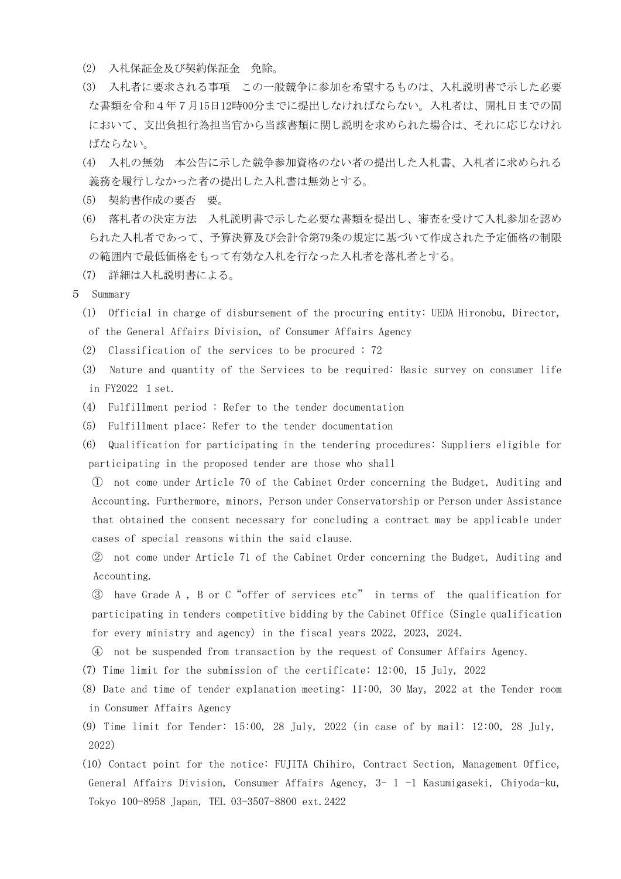(2)　入札保証金及び契約保証金　免除。

(3)　入札者に要求される事項　この一般競争に参加を希望するものは、入札説明書で示した必要な書類を令和４年７月15日12時00分までに提出しなければならない。入札者は、開札日までの間において、支出負担行為担当官から当該書類に関し説明を求められた場合は、それに応じなければならない。

(4)　入札の無効　本公告に示した競争参加資格のない者の提出した入札書、入札者に求められる義務を履行しなかった者の提出した入札書は無効とする。

(5)　契約書作成の要否　要。

(6)　落札者の決定方法　入札説明書で示した必要な書類を提出し、審査を受けて入札参加を認められた入札者であって、予算決算及び会計令第79条の規定に基づいて作成された予定価格の制限の範囲内で最低価格をもって有効な入札を行なった入札者を落札者とする。

(7)　詳細は入札説明書による。

5　Summary

(1)　Official in charge of disbursement of the procuring entity: UEDA Hironobu, Director, of the General Affairs Division, of Consumer Affairs Agency

(2)　Classification of the services to be procured : 72

(3)　Nature and quantity of the Services to be required: Basic survey on consumer life in FY2022　1 set.

(4)　Fulfillment period : Refer to the tender documentation

(5)　Fulfillment place: Refer to the tender documentation

(6)　Qualification for participating in the tendering procedures: Suppliers eligible for participating in the proposed tender are those who shall

①　not come under Article 70 of the Cabinet Order concerning the Budget, Auditing and Accounting. Furthermore, minors, Person under Conservatorship or Person under Assistance that obtained the consent necessary for concluding a contract may be applicable under cases of special reasons within the said clause.

②　not come under Article 71 of the Cabinet Order concerning the Budget, Auditing and Accounting.

③　have Grade A , B or C "offer of services etc" in terms of the qualification for participating in tenders competitive bidding by the Cabinet Office (Single qualification for every ministry and agency) in the fiscal years 2022, 2023, 2024.

④　not be suspended from transaction by the request of Consumer Affairs Agency.

(7) Time limit for the submission of the certificate: 12:00, 15 July, 2022

(8) Date and time of tender explanation meeting: 11:00, 30 May, 2022 at the Tender room in Consumer Affairs Agency

(9) Time limit for Tender: 15:00, 28 July, 2022 (in case of by mail: 12:00, 28 July, 2022)

(10) Contact point for the notice: FUJITA Chihiro, Contract Section, Management Office, General Affairs Division, Consumer Affairs Agency, 3- 1 -1 Kasumigaseki, Chiyoda-ku, Tokyo 100-8958 Japan, TEL 03-3507-8800 ext.2422